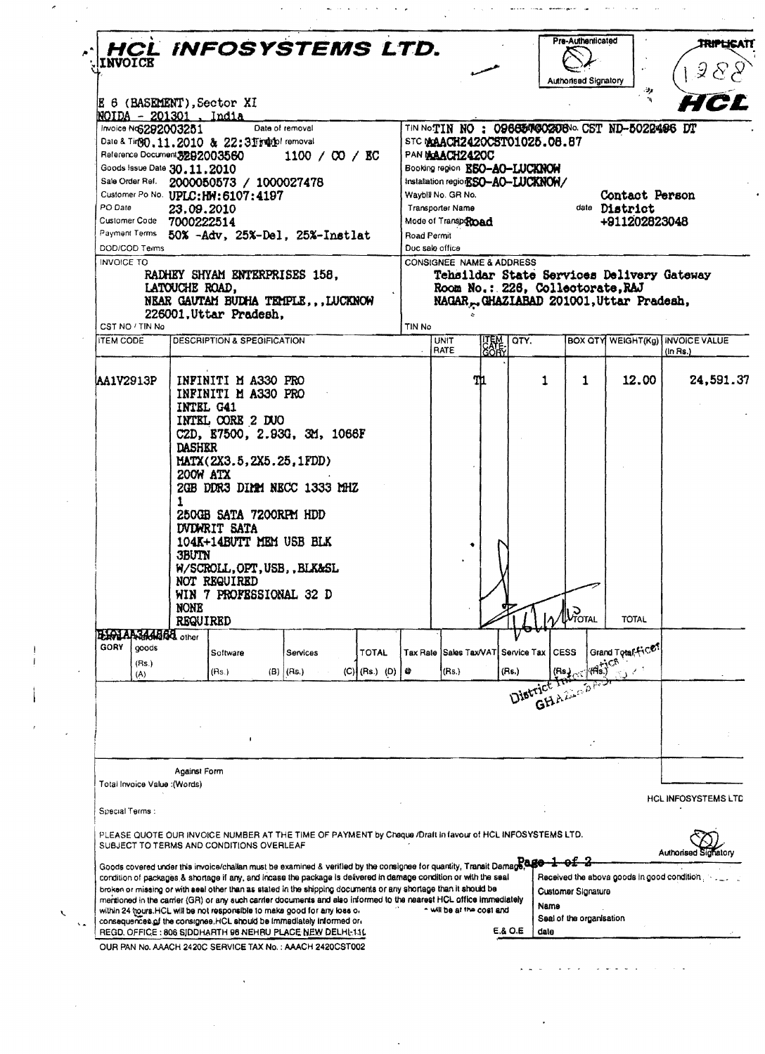# HCL INFOSYSTEMS LTD.

**INVOICE**

Pre-Authenticated

Authorised Signatory

TRIPLICATE

1988

HCL

E 6 (BASEMENT), Sector XI
NOIDA - 201301 , India

| | |
|---|---|
| Invoice No 6292003251 | TIN No TIN NO : 09665700208 CST No. CST ND-5022496 DT |
| Date & Time of removal 30.11.2010 & 22:31 | STC No AAACH2420CST01025.08.87 |
| Reference Document 3292003560 1100 / CO / EC | PAN No AAACH2420C |
| Goods Issue Date 30.11.2010 | Booking region ESO-AO-LUCKNOW |
| Sale Order Ref. 2000050573 / 1000027478 | Installation region ESO-AO-LUCKNOW/ |
| Customer Po No. UPLC:HW:6107:4197 | Waybill No. GR No. Contact Person |
| PO Date 23.09.2010 | Transporter Name date District |
| Customer Code 7000222514 | Mode of Transport Road +911202823048 |
| Payment Terms 50% -Adv, 25%-Del, 25%-Instlat | Road Permit |
| DOD/COD Terms | Doc sale office |

| INVOICE TO | CONSIGNEE NAME & ADDRESS |
|---|---|
| RADHEY SHYAM ENTERPRISES 158, LATOUCHE ROAD, NEAR GAUTAM BUDHA TEMPLE,,,LUCKNOW 226001,Uttar Pradesh, | Tehsildar State Services Delivery Gateway Room No.: 226, Collectorate,RAJ NAGAR,,GHAZIABAD 201001,Uttar Pradesh, |
| CST NO / TIN No | TIN No |

| ITEM CODE | DESCRIPTION & SPECIFICATION | UNIT RATE | ITEM CATE-GORY | QTY. | BOX QTY | WEIGHT(Kg) | INVOICE VALUE (In Rs.) |
|---|---|---|---|---|---|---|---|
| AA1V2913P | INFINITI M A330 PRO<br>INFINITI M A330 PRO<br>INTEL G41<br>INTEL CORE 2 DUO<br>C2D, E7500, 2.93G, 3M, 1066F<br>DASHER<br>MATX(2X3.5,2X5.25,1FDD)<br>200W ATX<br>2GB DDR3 DIMM NECC 1333 MHZ<br>1<br>250GB SATA 7200RPM HDD<br>DVDWRIT SATA<br>104K+14BUTT MEM USB BLK<br>3BUTN<br>W/SCROLL,OPT,USB,,BLK&SL<br>NOT REQUIRED<br>WIN 7 PROFESSIONAL 32 D<br>NONE<br>REQUIRED | | T1 | 1 | 1 | 12.00 | 24,591.37 |
| | | | | TOTAL | | TOTAL | |

Serial No. B1G1AA344868

| CATE-GORY | Value of other goods (Rs.) (A) | Software (Rs.) (B) | Services (Rs.) (C) | TOTAL (Rs.) (D) | Tax Rate @ | Sales Tax/VAT (Rs.) | Service Tax (Rs.) | CESS (Rs.) | Grand Total (Rs.) |
|---|---|---|---|---|---|---|---|---|---|
| | | | | | | | | | |

District Informatics Officer GHAZIABAD

Against Form

Total Invoice Value :(Words)

HCL INFOSYSTEMS LTD

Special Terms :

PLEASE QUOTE OUR INVOICE NUMBER AT THE TIME OF PAYMENT by Cheque /Draft in favour of HCL INFOSYSTEMS LTD.
SUBJECT TO TERMS AND CONDITIONS OVERLEAF

Authorised Signatory

Goods covered under this invoice/challan must be examined & verified by the consignee for quantity, Transit Damage, condition of packages & shortage if any, and incase the package is delivered in damage condition or with the seal broken or missing or with seal other than as stated in the shipping documents or any shortage than it should be mentioned in the carrier (GR) or any such carrier documents and also informed to the nearest HCL office immediately within 24 hours.HCL will be not responsible to make good for any loss o... will be at the cost and consequences of the consignee.HCL should be immediately informed o... E.& O.E

REGD. OFFICE : 806 SIDDHARTH 96 NEHRU PLACE NEW DELHI-110

Received the above goods in good condition
Customer Signature
Name
Seal of the organisation
date

OUR PAN No. AAACH 2420C SERVICE TAX No. : AAACH 2420CST002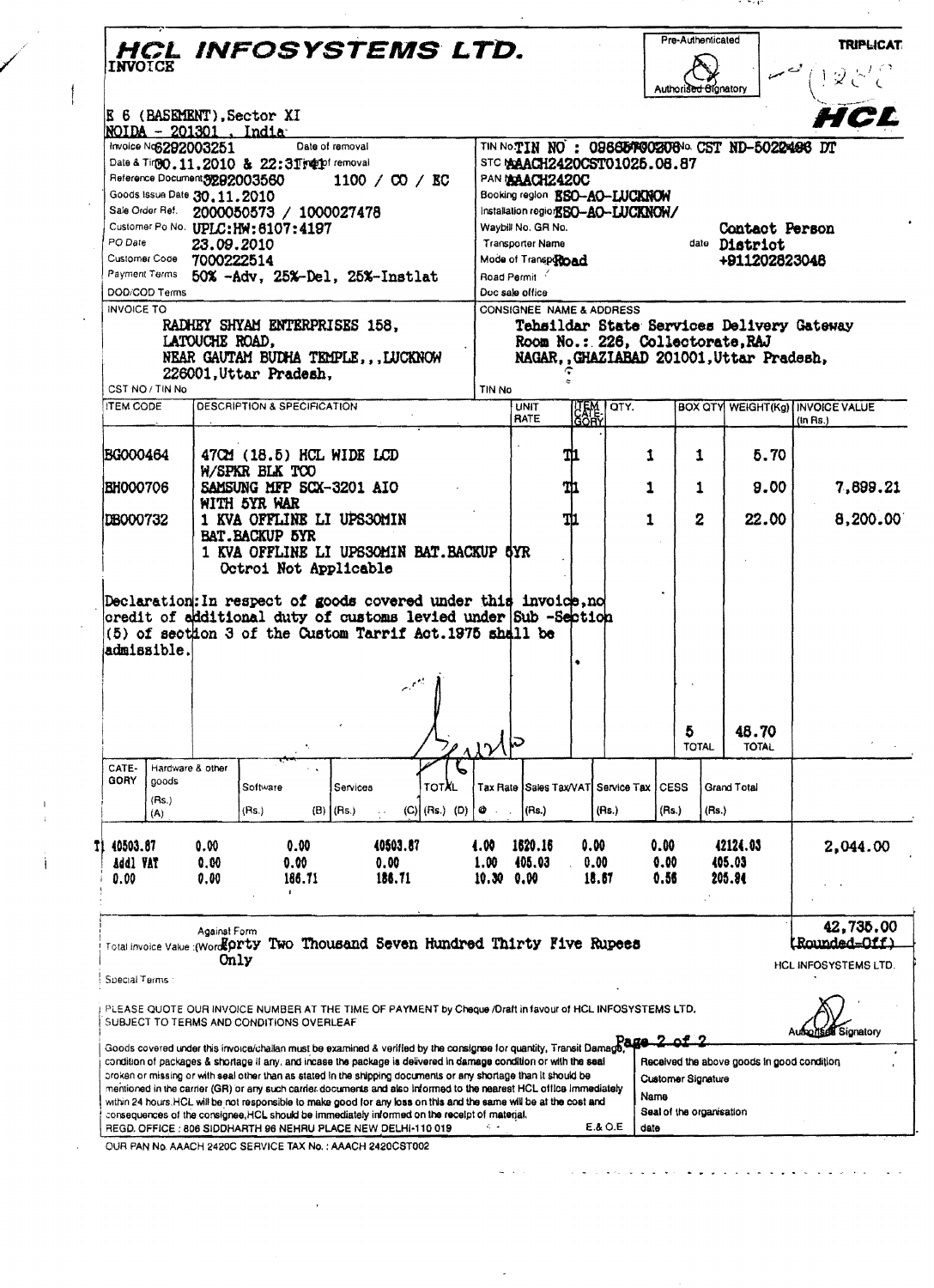# HCL INFOSYSTEMS LTD.

**INVOICE**

Pre-Authenticated

Authorised Signatory

**TRIPLICAT**

**HCL**

E 6 (BASEMENT), Sector XI
NOIDA - 201301 , India

| | |
|---|---|
| Invoice No 6292003251 Date of removal | TIN No TIN NO : 09685700208 No. CST ND-5022496 DT |
| Date & Time 30.11.2010 & 22:31 time of removal | STC No AACH2420CST01025.08.87 |
| Reference Document 3292003560 1100 / CO / EC | PAN No AACH2420C |
| Goods Issue Date 30.11.2010 | Booking region ESO-AO-LUCKNOW |
| Sale Order Ref. 2000050573 / 1000027478 | Installation region ESO-AO-LUCKNOW/ |
| Customer Po No. UPLC:HW:6107:4197 | Waybill No. GR No. Contact Person |
| PO Date 23.09.2010 | Transporter Name date District |
| Customer Code 7000222514 | Mode of Transport Road +911202823048 |
| Payment Terms 50% -Adv, 25%-Del, 25%-Instlat | Road Permit |
| DOD/COD Terms | Doc sale office |

| INVOICE TO | CONSIGNEE NAME & ADDRESS |
|---|---|
| RADHEY SHYAM ENTERPRISES 158, LATOUCHE ROAD, NEAR GAUTAM BUDHA TEMPLE,,,LUCKNOW 226001,Uttar Pradesh, | Tehsildar State Services Delivery Gateway Room No.: 226, Collectorate,RAJ NAGAR,,GHAZIABAD 201001,Uttar Pradesh, |
| CST NO / TIN No | TIN No |

| ITEM CODE | DESCRIPTION & SPECIFICATION | UNIT RATE | ITEM CATE-GORY | QTY. | BOX QTY | WEIGHT(Kg) | INVOICE VALUE (In Rs.) |
|---|---|---|---|---|---|---|---|
| BG000464 | 47CM (18.5) HCL WIDE LCD W/SPKR BLK TCO | | T1 | 1 | 1 | 5.70 | |
| BH000706 | SAMSUNG MFP SCX-3201 AIO WITH 5YR WAR | | T1 | 1 | 1 | 9.00 | 7,899.21 |
| DB000732 | 1 KVA OFFLINE LI UPS30MIN BAT.BACKUP 5YR<br>1 KVA OFFLINE LI UPS30MIN BAT.BACKUP 5YR<br>Octroi Not Applicable | | T1 | 1 | 2 | 22.00 | 8,200.00 |
| | | | | | 5 TOTAL | 46.70 TOTAL | |

Declaration: In respect of goods covered under this invoice,no credit of additional duty of customs levied under Sub -Section (5) of section 3 of the Custom Tarrif Act.1975 shall be admissible.

| CATE-GORY | Hardware & other goods (Rs.) (A) | Software (Rs.) (B) | Services (Rs.) (C) | TOTAL (Rs.) (D) | Tax Rate @ | Sales Tax/VAT (Rs.) | Service Tax (Rs.) | CESS (Rs.) | Grand Total (Rs.) | |
|---|---|---|---|---|---|---|---|---|---|---|
| T1 | 40503.87 | 0.00 | 0.00 | 40503.87 | 4.00 | 1620.16 | 0.00 | 0.00 | 42124.03 | 2,044.00 |
| Addl VAT | 0.00 | 0.00 | 0.00 | | 1.00 | 405.03 | 0.00 | 0.00 | 405.03 | |
| | 0.00 | 0.00 | 186.71 | 186.71 | 10.30 | 0.00 | 18.67 | 0.56 | 205.94 | |

Against Form

Total Invoice Value :(Words) Forty Two Thousand Seven Hundred Thirty Five Rupees Only

42,735.00 (Rounded-Off)

HCL INFOSYSTEMS LTD.

Special Terms :

PLEASE QUOTE OUR INVOICE NUMBER AT THE TIME OF PAYMENT by Cheque /Draft in favour of HCL INFOSYSTEMS LTD.
SUBJECT TO TERMS AND CONDITIONS OVERLEAF

Authorised Signatory

Goods covered under this invoice/challan must be examined & verified by the consignee for quantity, Transit Damage, condition of packages & shortage if any, and incase the package is delivered in damage condition or with the seal broken or missing or with seal other than as stated in the shipping documents or any shortage than it should be mentioned in the carrier (GR) or any such carrier documents and also informed to the nearest HCL office immediately within 24 hours.HCL will be not responsible to make good for any loss on this and the same will be at the cost and consequences of the consignee,HCL should be immediately informed on the receipt of material.

Received the above goods in good condition
Customer Signature
Name
Seal of the organisation
date

REGD. OFFICE : 806 SIDDHARTH 96 NEHRU PLACE NEW DELHI-110 019 E.& O.E

OUR PAN No. AAACH 2420C SERVICE TAX No. : AAACH 2420CST002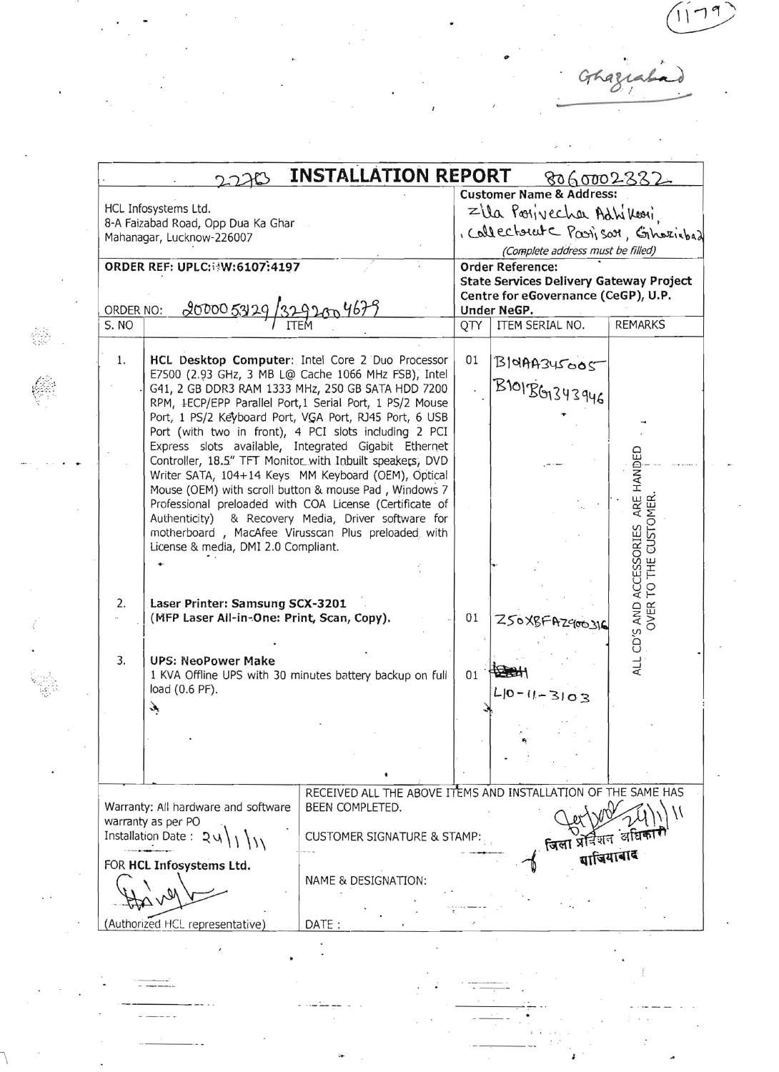(1179)

Ghaziabad

# 2273 INSTALLATION REPORT 8060002382

| | |
|---|---|
| HCL Infosystems Ltd.<br>8-A Faizabad Road, Opp Dua Ka Ghar<br>Mahanagar, Lucknow-226007 | **Customer Name & Address:**<br>Zila Parivechan Adhikari, Collectorate Parisar, Ghaziabad<br>*(Complete address must be filled)* |
| **ORDER REF: UPLC:HW:6107:4197**<br><br>ORDER NO: 20000 5329 / 329200 4679 | **Order Reference:**<br>**State Services Delivery Gateway Project Centre for eGovernance (CeGP), U.P. Under NeGP.** |

| S. NO | ITEM | QTY | ITEM SERIAL NO. | REMARKS |
|---|---|---|---|---|
| 1. | **HCL Desktop Computer**: Intel Core 2 Duo Processor E7500 (2.93 GHz, 3 MB L@ Cache 1066 MHz FSB), Intel G41, 2 GB DDR3 RAM 1333 MHz, 250 GB SATA HDD 7200 RPM, 1ECP/EPP Parallel Port, 1 Serial Port, 1 PS/2 Mouse Port, 1 PS/2 Keyboard Port, VGA Port, RJ45 Port, 6 USB Port (with two in front), 4 PCI slots including 2 PCI Express slots available, Integrated Gigabit Ethernet Controller, 18.5" TFT Monitor with Inbuilt speakers, DVD Writer SATA, 104+14 Keys MM Keyboard (OEM), Optical Mouse (OEM) with scroll button & mouse Pad, Windows 7 Professional preloaded with COA License (Certificate of Authenticity) & Recovery Media, Driver software for motherboard, MacAfee Virusscan Plus preloaded with License & media, DMI 2.0 Compliant. | 01 | B10AA345005<br>B101BG1343946 | ALL CD'S AND ACCESSORIES ARE HANDED OVER TO THE CUSTOMER. |
| 2. | **Laser Printer: Samsung SCX-3201**<br>**(MFP Laser All-in-One: Print, Scan, Copy).** | 01 | Z50XBFAZ900316 | |
| 3. | **UPS: NeoPower Make**<br>1 KVA Offline UPS with 30 minutes battery backup on full load (0.6 PF). | 01 | L10-11-3103 | |

| | |
|---|---|
| Warranty: All hardware and software warranty as per PO<br>Installation Date: 24/11/11 | RECEIVED ALL THE ABOVE ITEMS AND INSTALLATION OF THE SAME HAS BEEN COMPLETED.<br><br>CUSTOMER SIGNATURE & STAMP: 24/11/11<br>जिला प्रोबेशन अधिकारी गाजियाबाद |
| FOR **HCL Infosystems Ltd.**<br><br>(Authorized HCL representative) | NAME & DESIGNATION:<br><br>DATE : |